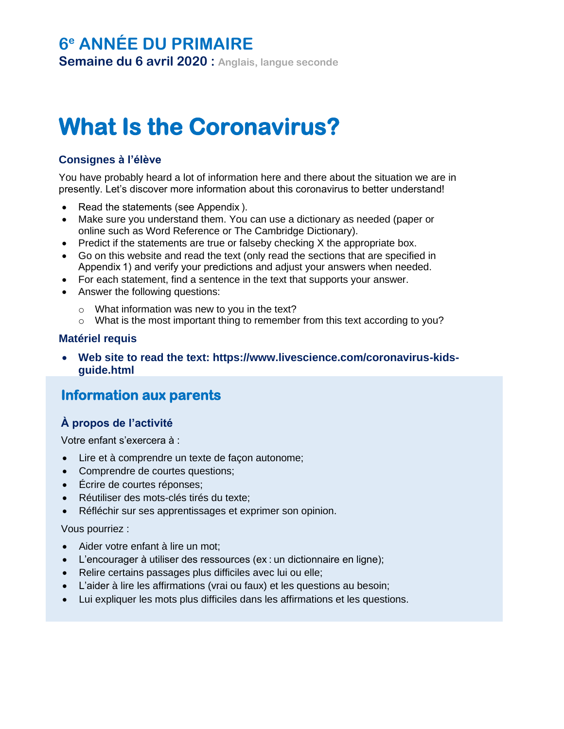## 6^e ANNÉE DU PRIMAIRE

**Semaine du 6 avril 2020 :** Anglais, langue seconde

# What Is the Coronavirus?

### Consignes à l'élève

You have probably heard a lot of information here and there about the situation we are in presently. Let's discover more information about this coronavirus to better understand!

- Read the statements (see Appendix ).
- Make sure you understand them. You can use a dictionary as needed (paper or online such as Word Reference or The Cambridge Dictionary).
- Predict if the statements are true or falseby checking X the appropriate box.
- Go on this website and read the text (only read the sections that are specified in Appendix 1) and verify your predictions and adjust your answers when needed.
- For each statement, find a sentence in the text that supports your answer.
- Answer the following questions:
  - What information was new to you in the text?
  - What is the most important thing to remember from this text according to you?

### Matériel requis

- **Web site to read the text: https://www.livescience.com/coronavirus-kids-guide.html**

## Information aux parents

### À propos de l'activité

Votre enfant s'exercera à :

- Lire et à comprendre un texte de façon autonome;
- Comprendre de courtes questions;
- Écrire de courtes réponses;
- Réutiliser des mots-clés tirés du texte;
- Réfléchir sur ses apprentissages et exprimer son opinion.

Vous pourriez :

- Aider votre enfant à lire un mot;
- L'encourager à utiliser des ressources (ex : un dictionnaire en ligne);
- Relire certains passages plus difficiles avec lui ou elle;
- L'aider à lire les affirmations (vrai ou faux) et les questions au besoin;
- Lui expliquer les mots plus difficiles dans les affirmations et les questions.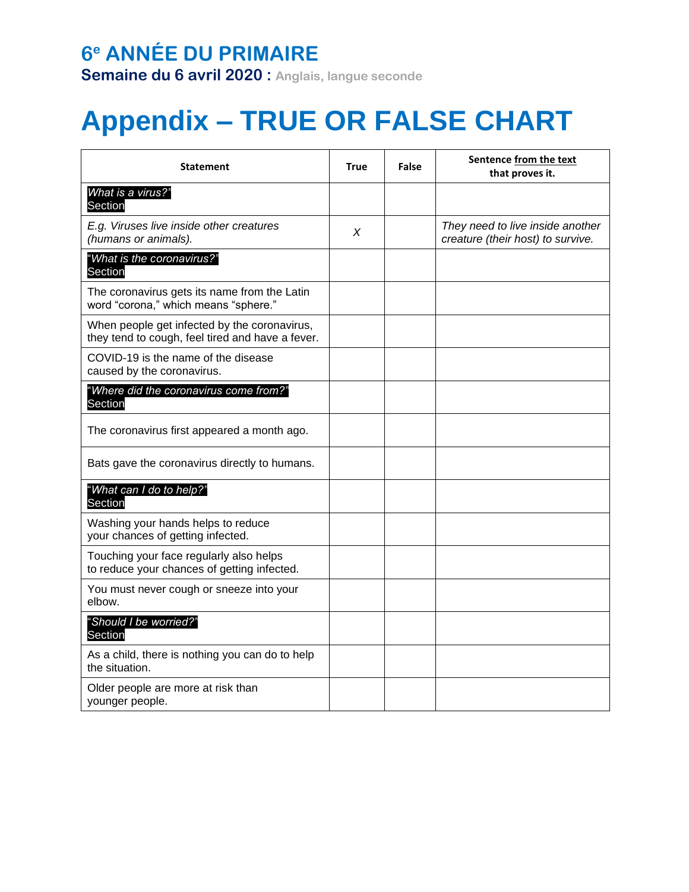# 6e ANNÉE DU PRIMAIRE

**Semaine du 6 avril 2020 :** Anglais, langue seconde

# Appendix – TRUE OR FALSE CHART

| Statement | True | False | Sentence from the text that proves it. |
|---|---|---|---|
| *What is a virus?"* Section | | | |
| *E.g. Viruses live inside other creatures (humans or animals).* | *X* | | *They need to live inside another creature (their host) to survive.* |
| *"What is the coronavirus?"* Section | | | |
| The coronavirus gets its name from the Latin word "corona," which means "sphere." | | | |
| When people get infected by the coronavirus, they tend to cough, feel tired and have a fever. | | | |
| COVID-19 is the name of the disease caused by the coronavirus. | | | |
| *"Where did the coronavirus come from?"* Section | | | |
| The coronavirus first appeared a month ago. | | | |
| Bats gave the coronavirus directly to humans. | | | |
| *"What can I do to help?"* Section | | | |
| Washing your hands helps to reduce your chances of getting infected. | | | |
| Touching your face regularly also helps to reduce your chances of getting infected. | | | |
| You must never cough or sneeze into your elbow. | | | |
| *"Should I be worried?"* Section | | | |
| As a child, there is nothing you can do to help the situation. | | | |
| Older people are more at risk than younger people. | | | |